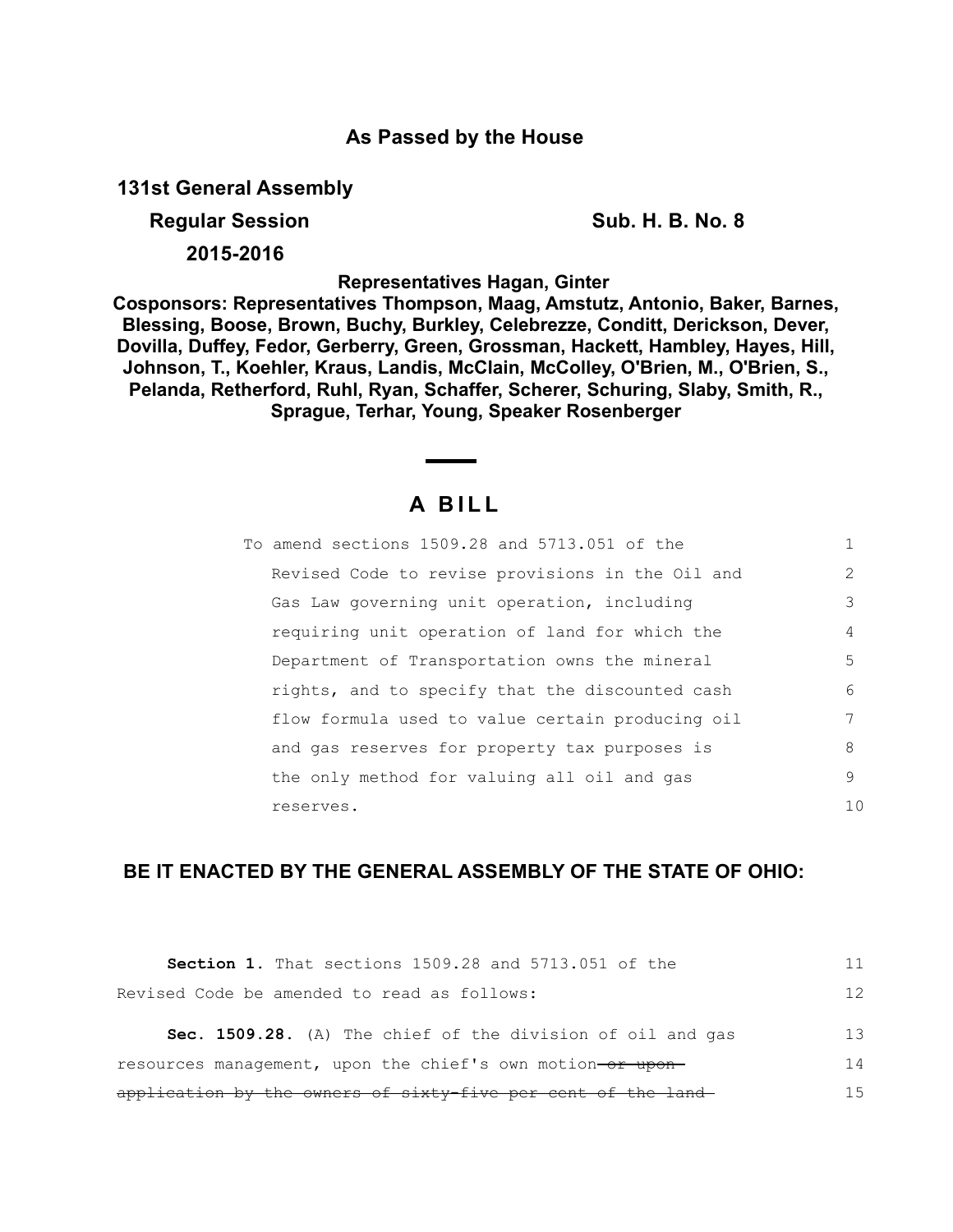**As Passed by the House**

**131st General Assembly**

**Regular Session** **Sub. H. B. No. 8**

**2015-2016**

**Representatives Hagan, Ginter**

**Cosponsors: Representatives Thompson, Maag, Amstutz, Antonio, Baker, Barnes, Blessing, Boose, Brown, Buchy, Burkley, Celebrezze, Conditt, Derickson, Dever, Dovilla, Duffey, Fedor, Gerberry, Green, Grossman, Hackett, Hambley, Hayes, Hill, Johnson, T., Koehler, Kraus, Landis, McClain, McColley, O'Brien, M., O'Brien, S., Pelanda, Retherford, Ruhl, Ryan, Schaffer, Scherer, Schuring, Slaby, Smith, R., Sprague, Terhar, Young, Speaker Rosenberger**

# A BILL

To amend sections 1509.28 and 5713.051 of the Revised Code to revise provisions in the Oil and Gas Law governing unit operation, including requiring unit operation of land for which the Department of Transportation owns the mineral rights, and to specify that the discounted cash flow formula used to value certain producing oil and gas reserves for property tax purposes is the only method for valuing all oil and gas reserves. 1 2 3 4 5 6 7 8 9 10

**BE IT ENACTED BY THE GENERAL ASSEMBLY OF THE STATE OF OHIO:**

**Section 1.** That sections 1509.28 and 5713.051 of the Revised Code be amended to read as follows: 11 12

**Sec. 1509.28.** (A) The chief of the division of oil and gas resources management, upon the chief's own motion ~~or upon application by the owners of sixty-five per cent of the land~~ 13 14 15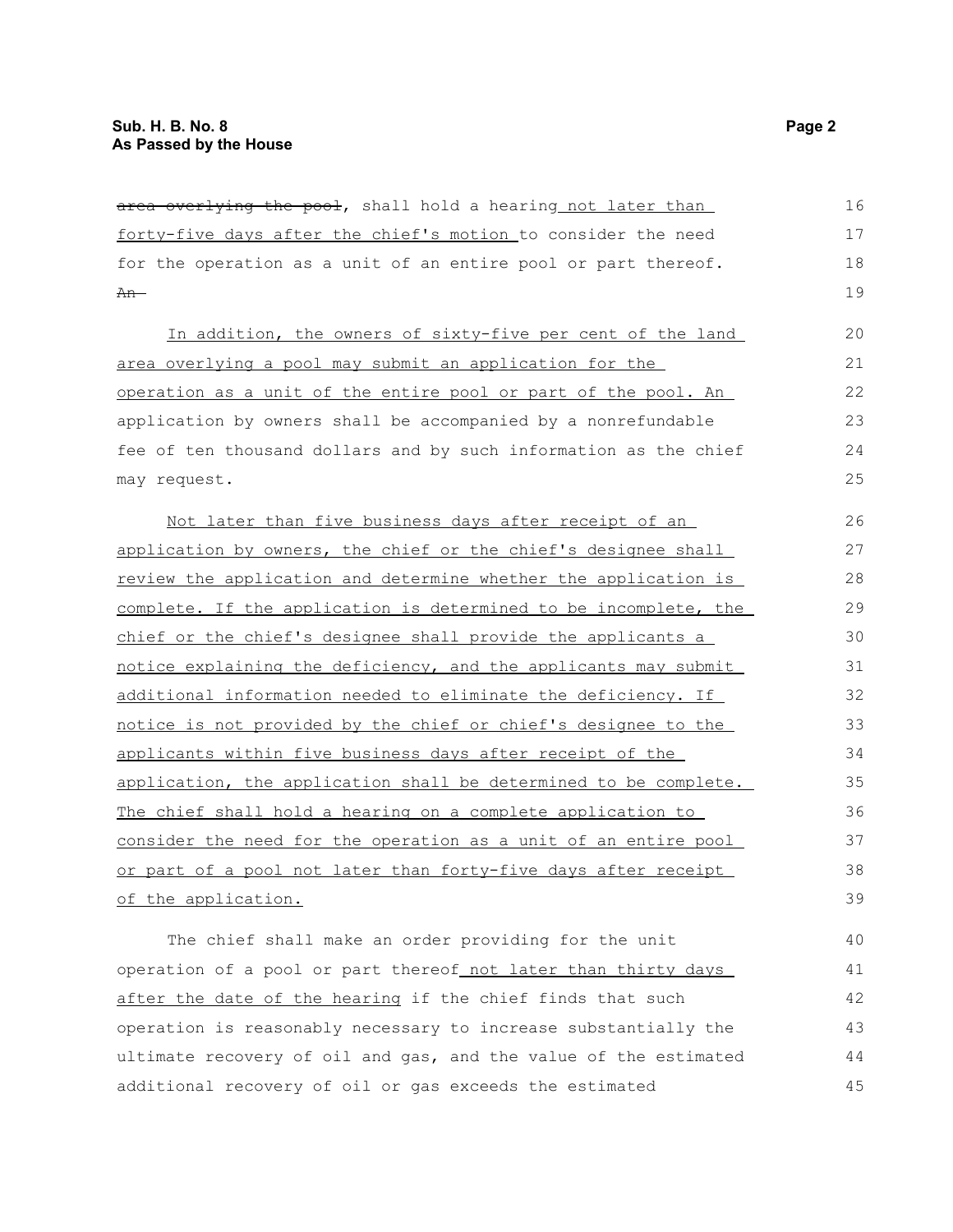~~area overlying the pool~~, shall hold a hearing not later than forty-five days after the chief's motion to consider the need for the operation as a unit of an entire pool or part thereof. ~~An~~

In addition, the owners of sixty-five per cent of the land area overlying a pool may submit an application for the operation as a unit of the entire pool or part of the pool. An application by owners shall be accompanied by a nonrefundable fee of ten thousand dollars and by such information as the chief may request.

Not later than five business days after receipt of an application by owners, the chief or the chief's designee shall review the application and determine whether the application is complete. If the application is determined to be incomplete, the chief or the chief's designee shall provide the applicants a notice explaining the deficiency, and the applicants may submit additional information needed to eliminate the deficiency. If notice is not provided by the chief or chief's designee to the applicants within five business days after receipt of the application, the application shall be determined to be complete. The chief shall hold a hearing on a complete application to consider the need for the operation as a unit of an entire pool or part of a pool not later than forty-five days after receipt of the application.

The chief shall make an order providing for the unit operation of a pool or part thereof not later than thirty days after the date of the hearing if the chief finds that such operation is reasonably necessary to increase substantially the ultimate recovery of oil and gas, and the value of the estimated additional recovery of oil or gas exceeds the estimated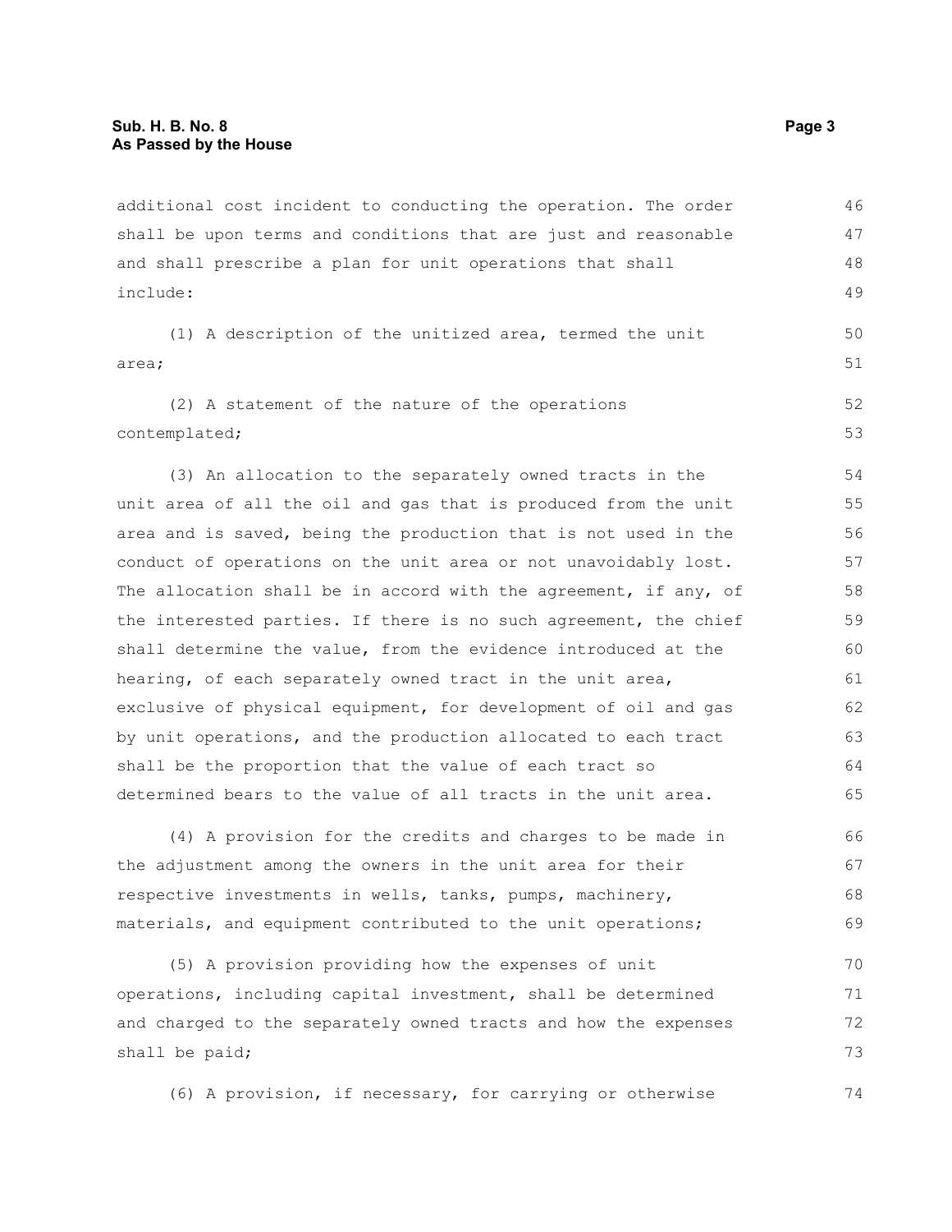additional cost incident to conducting the operation. The order shall be upon terms and conditions that are just and reasonable and shall prescribe a plan for unit operations that shall include:

(1) A description of the unitized area, termed the unit area;

(2) A statement of the nature of the operations contemplated;

(3) An allocation to the separately owned tracts in the unit area of all the oil and gas that is produced from the unit area and is saved, being the production that is not used in the conduct of operations on the unit area or not unavoidably lost. The allocation shall be in accord with the agreement, if any, of the interested parties. If there is no such agreement, the chief shall determine the value, from the evidence introduced at the hearing, of each separately owned tract in the unit area, exclusive of physical equipment, for development of oil and gas by unit operations, and the production allocated to each tract shall be the proportion that the value of each tract so determined bears to the value of all tracts in the unit area.

(4) A provision for the credits and charges to be made in the adjustment among the owners in the unit area for their respective investments in wells, tanks, pumps, machinery, materials, and equipment contributed to the unit operations;

(5) A provision providing how the expenses of unit operations, including capital investment, shall be determined and charged to the separately owned tracts and how the expenses shall be paid;

(6) A provision, if necessary, for carrying or otherwise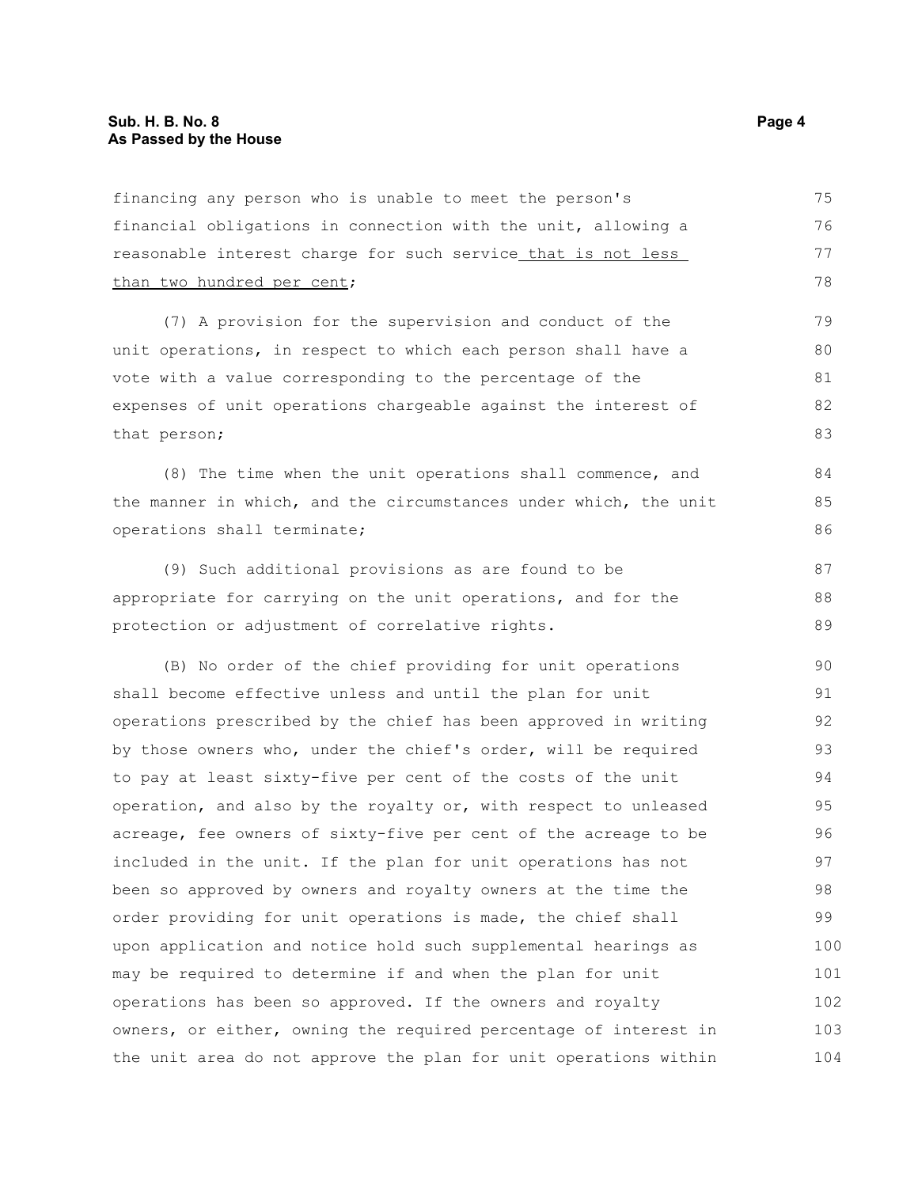financing any person who is unable to meet the person's financial obligations in connection with the unit, allowing a reasonable interest charge for such service that is not less than two hundred per cent;

(7) A provision for the supervision and conduct of the unit operations, in respect to which each person shall have a vote with a value corresponding to the percentage of the expenses of unit operations chargeable against the interest of that person;

(8) The time when the unit operations shall commence, and the manner in which, and the circumstances under which, the unit operations shall terminate;

(9) Such additional provisions as are found to be appropriate for carrying on the unit operations, and for the protection or adjustment of correlative rights.

(B) No order of the chief providing for unit operations shall become effective unless and until the plan for unit operations prescribed by the chief has been approved in writing by those owners who, under the chief's order, will be required to pay at least sixty-five per cent of the costs of the unit operation, and also by the royalty or, with respect to unleased acreage, fee owners of sixty-five per cent of the acreage to be included in the unit. If the plan for unit operations has not been so approved by owners and royalty owners at the time the order providing for unit operations is made, the chief shall upon application and notice hold such supplemental hearings as may be required to determine if and when the plan for unit operations has been so approved. If the owners and royalty owners, or either, owning the required percentage of interest in the unit area do not approve the plan for unit operations within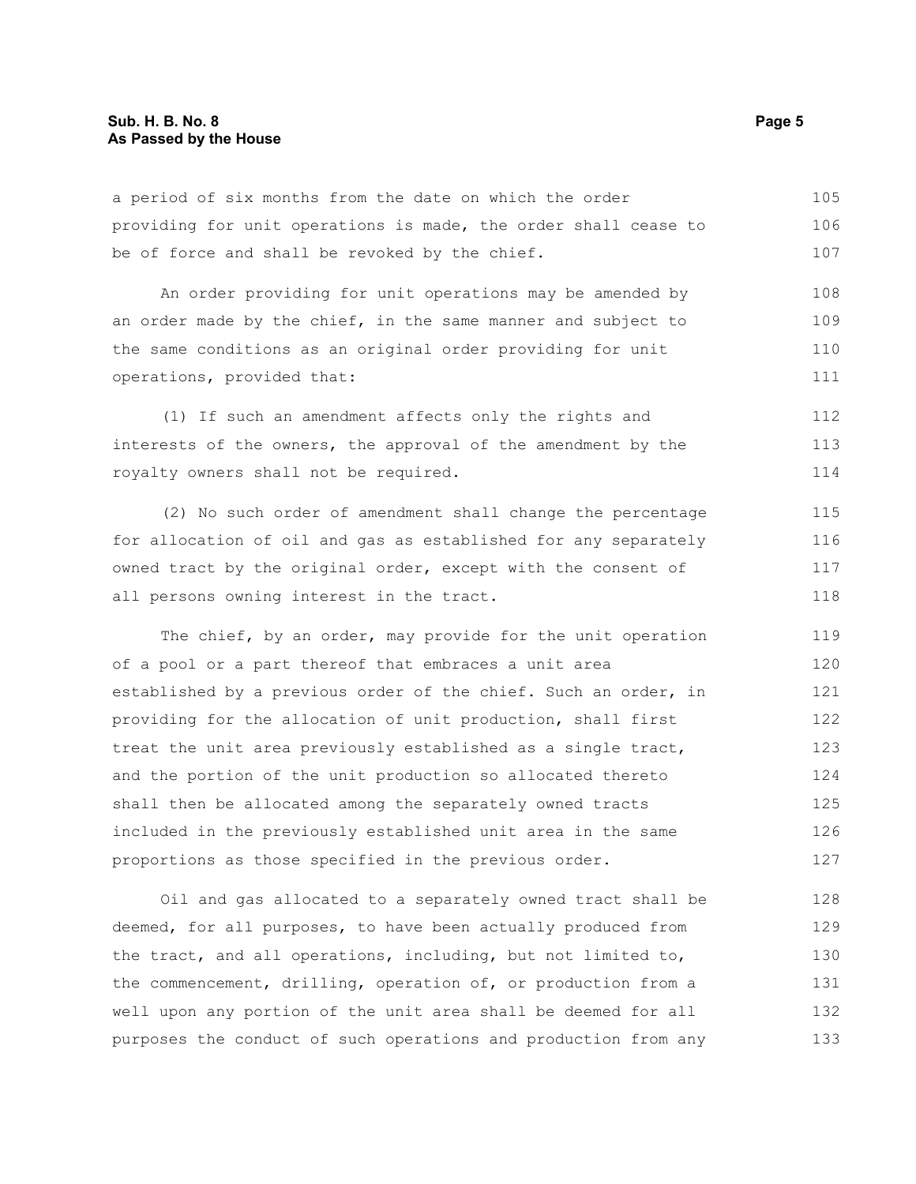a period of six months from the date on which the order providing for unit operations is made, the order shall cease to be of force and shall be revoked by the chief.

An order providing for unit operations may be amended by an order made by the chief, in the same manner and subject to the same conditions as an original order providing for unit operations, provided that:

(1) If such an amendment affects only the rights and interests of the owners, the approval of the amendment by the royalty owners shall not be required.

(2) No such order of amendment shall change the percentage for allocation of oil and gas as established for any separately owned tract by the original order, except with the consent of all persons owning interest in the tract.

The chief, by an order, may provide for the unit operation of a pool or a part thereof that embraces a unit area established by a previous order of the chief. Such an order, in providing for the allocation of unit production, shall first treat the unit area previously established as a single tract, and the portion of the unit production so allocated thereto shall then be allocated among the separately owned tracts included in the previously established unit area in the same proportions as those specified in the previous order.

Oil and gas allocated to a separately owned tract shall be deemed, for all purposes, to have been actually produced from the tract, and all operations, including, but not limited to, the commencement, drilling, operation of, or production from a well upon any portion of the unit area shall be deemed for all purposes the conduct of such operations and production from any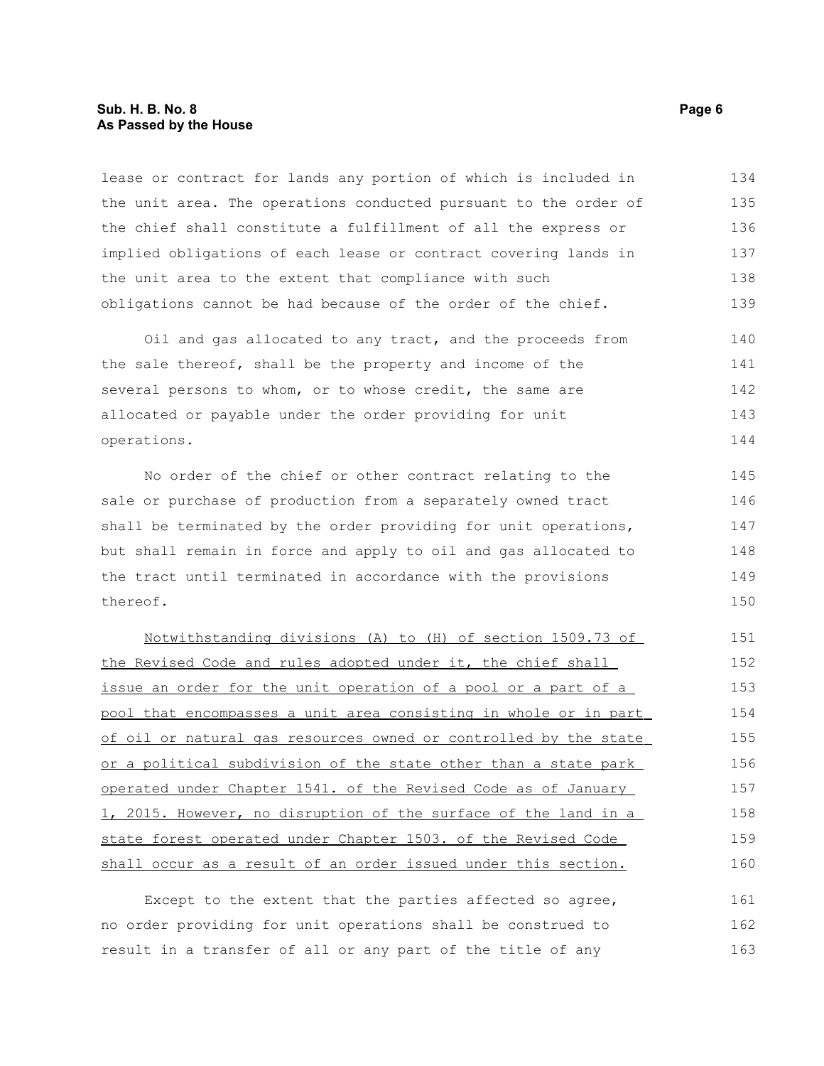lease or contract for lands any portion of which is included in the unit area. The operations conducted pursuant to the order of the chief shall constitute a fulfillment of all the express or implied obligations of each lease or contract covering lands in the unit area to the extent that compliance with such obligations cannot be had because of the order of the chief.

Oil and gas allocated to any tract, and the proceeds from the sale thereof, shall be the property and income of the several persons to whom, or to whose credit, the same are allocated or payable under the order providing for unit operations.

No order of the chief or other contract relating to the sale or purchase of production from a separately owned tract shall be terminated by the order providing for unit operations, but shall remain in force and apply to oil and gas allocated to the tract until terminated in accordance with the provisions thereof.

<u>Notwithstanding divisions (A) to (H) of section 1509.73 of the Revised Code and rules adopted under it, the chief shall issue an order for the unit operation of a pool or a part of a pool that encompasses a unit area consisting in whole or in part of oil or natural gas resources owned or controlled by the state or a political subdivision of the state other than a state park operated under Chapter 1541. of the Revised Code as of January 1, 2015. However, no disruption of the surface of the land in a state forest operated under Chapter 1503. of the Revised Code shall occur as a result of an order issued under this section.</u>

Except to the extent that the parties affected so agree, no order providing for unit operations shall be construed to result in a transfer of all or any part of the title of any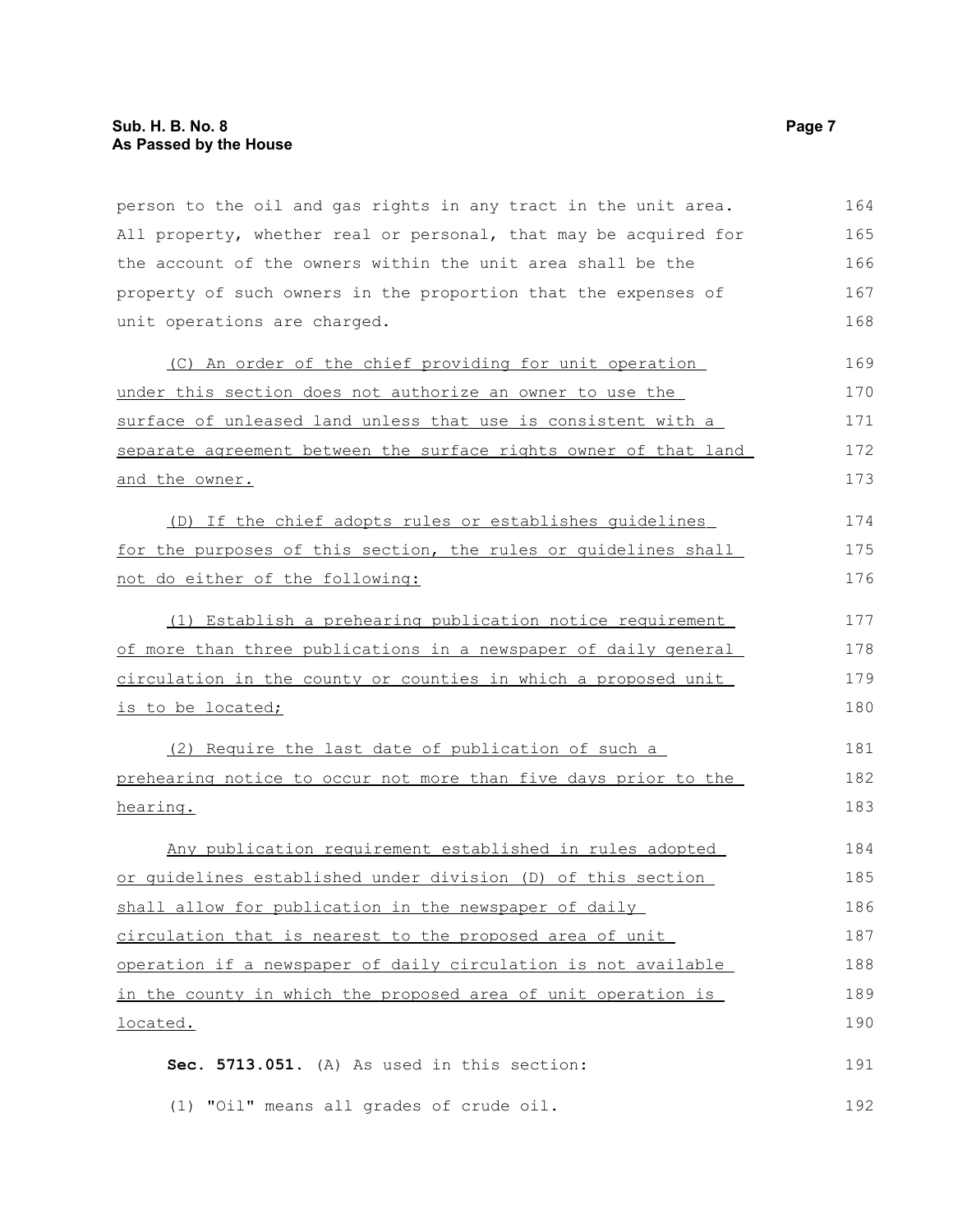person to the oil and gas rights in any tract in the unit area. All property, whether real or personal, that may be acquired for the account of the owners within the unit area shall be the property of such owners in the proportion that the expenses of unit operations are charged.

<u>(C) An order of the chief providing for unit operation under this section does not authorize an owner to use the surface of unleased land unless that use is consistent with a separate agreement between the surface rights owner of that land and the owner.</u>

<u>(D) If the chief adopts rules or establishes guidelines for the purposes of this section, the rules or guidelines shall not do either of the following:</u>

<u>(1) Establish a prehearing publication notice requirement of more than three publications in a newspaper of daily general circulation in the county or counties in which a proposed unit is to be located;</u>

<u>(2) Require the last date of publication of such a prehearing notice to occur not more than five days prior to the hearing.</u>

<u>Any publication requirement established in rules adopted or guidelines established under division (D) of this section shall allow for publication in the newspaper of daily circulation that is nearest to the proposed area of unit operation if a newspaper of daily circulation is not available in the county in which the proposed area of unit operation is located.</u>

**Sec. 5713.051.** (A) As used in this section:

(1) "Oil" means all grades of crude oil.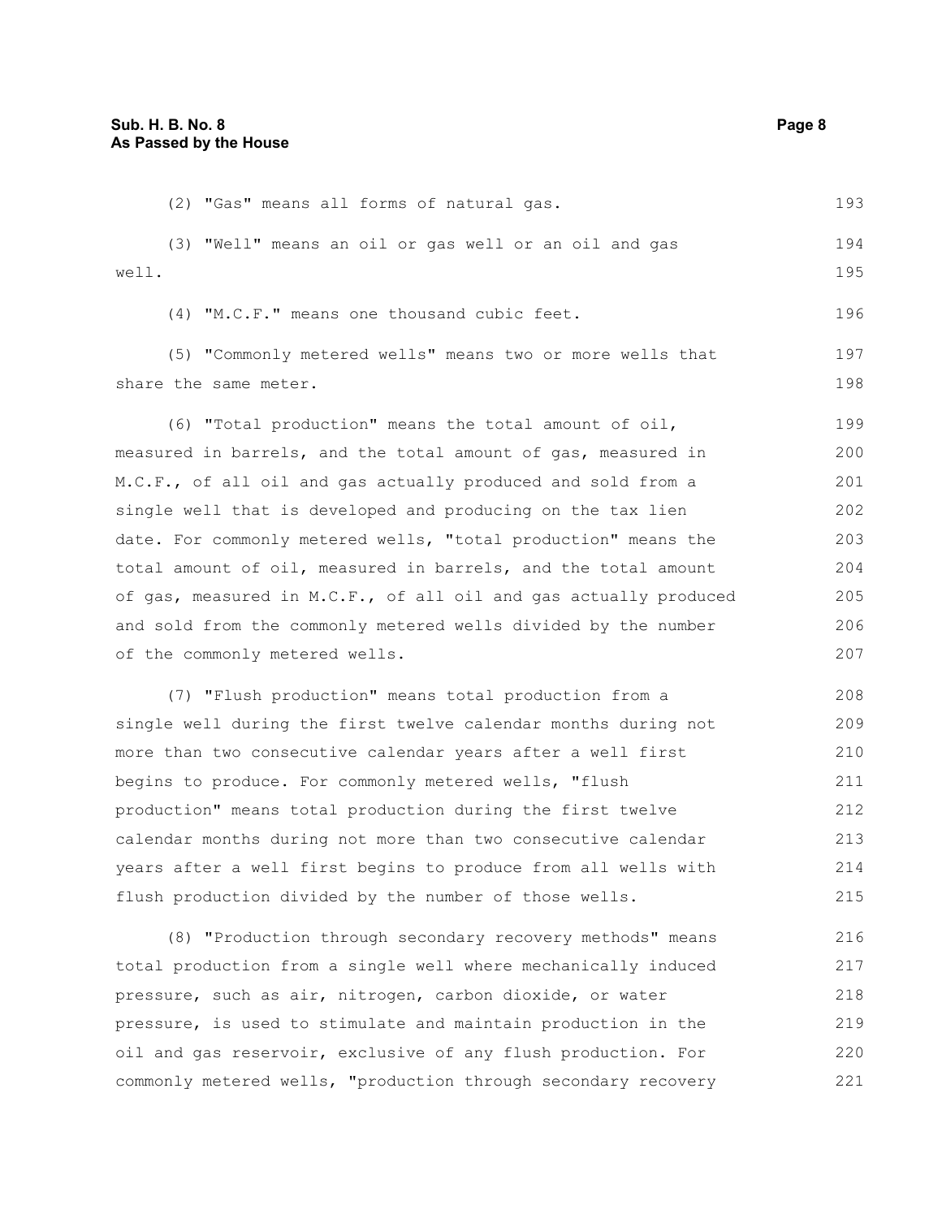(2) "Gas" means all forms of natural gas.

(3) "Well" means an oil or gas well or an oil and gas well.

(4) "M.C.F." means one thousand cubic feet.

(5) "Commonly metered wells" means two or more wells that share the same meter.

(6) "Total production" means the total amount of oil, measured in barrels, and the total amount of gas, measured in M.C.F., of all oil and gas actually produced and sold from a single well that is developed and producing on the tax lien date. For commonly metered wells, "total production" means the total amount of oil, measured in barrels, and the total amount of gas, measured in M.C.F., of all oil and gas actually produced and sold from the commonly metered wells divided by the number of the commonly metered wells.

(7) "Flush production" means total production from a single well during the first twelve calendar months during not more than two consecutive calendar years after a well first begins to produce. For commonly metered wells, "flush production" means total production during the first twelve calendar months during not more than two consecutive calendar years after a well first begins to produce from all wells with flush production divided by the number of those wells.

(8) "Production through secondary recovery methods" means total production from a single well where mechanically induced pressure, such as air, nitrogen, carbon dioxide, or water pressure, is used to stimulate and maintain production in the oil and gas reservoir, exclusive of any flush production. For commonly metered wells, "production through secondary recovery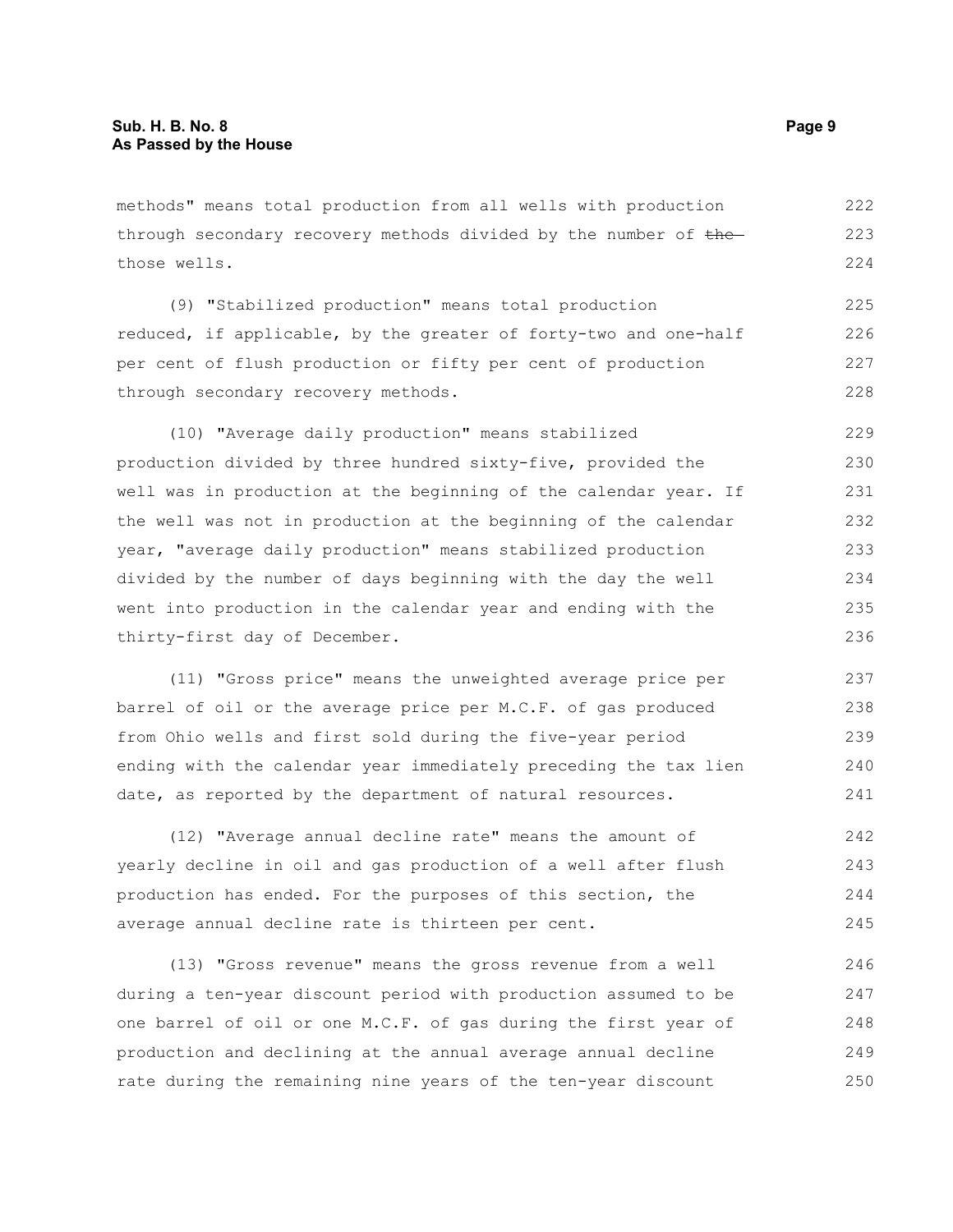methods" means total production from all wells with production through secondary recovery methods divided by the number of ~~the~~ those wells.

(9) "Stabilized production" means total production reduced, if applicable, by the greater of forty-two and one-half per cent of flush production or fifty per cent of production through secondary recovery methods.

(10) "Average daily production" means stabilized production divided by three hundred sixty-five, provided the well was in production at the beginning of the calendar year. If the well was not in production at the beginning of the calendar year, "average daily production" means stabilized production divided by the number of days beginning with the day the well went into production in the calendar year and ending with the thirty-first day of December.

(11) "Gross price" means the unweighted average price per barrel of oil or the average price per M.C.F. of gas produced from Ohio wells and first sold during the five-year period ending with the calendar year immediately preceding the tax lien date, as reported by the department of natural resources.

(12) "Average annual decline rate" means the amount of yearly decline in oil and gas production of a well after flush production has ended. For the purposes of this section, the average annual decline rate is thirteen per cent.

(13) "Gross revenue" means the gross revenue from a well during a ten-year discount period with production assumed to be one barrel of oil or one M.C.F. of gas during the first year of production and declining at the annual average annual decline rate during the remaining nine years of the ten-year discount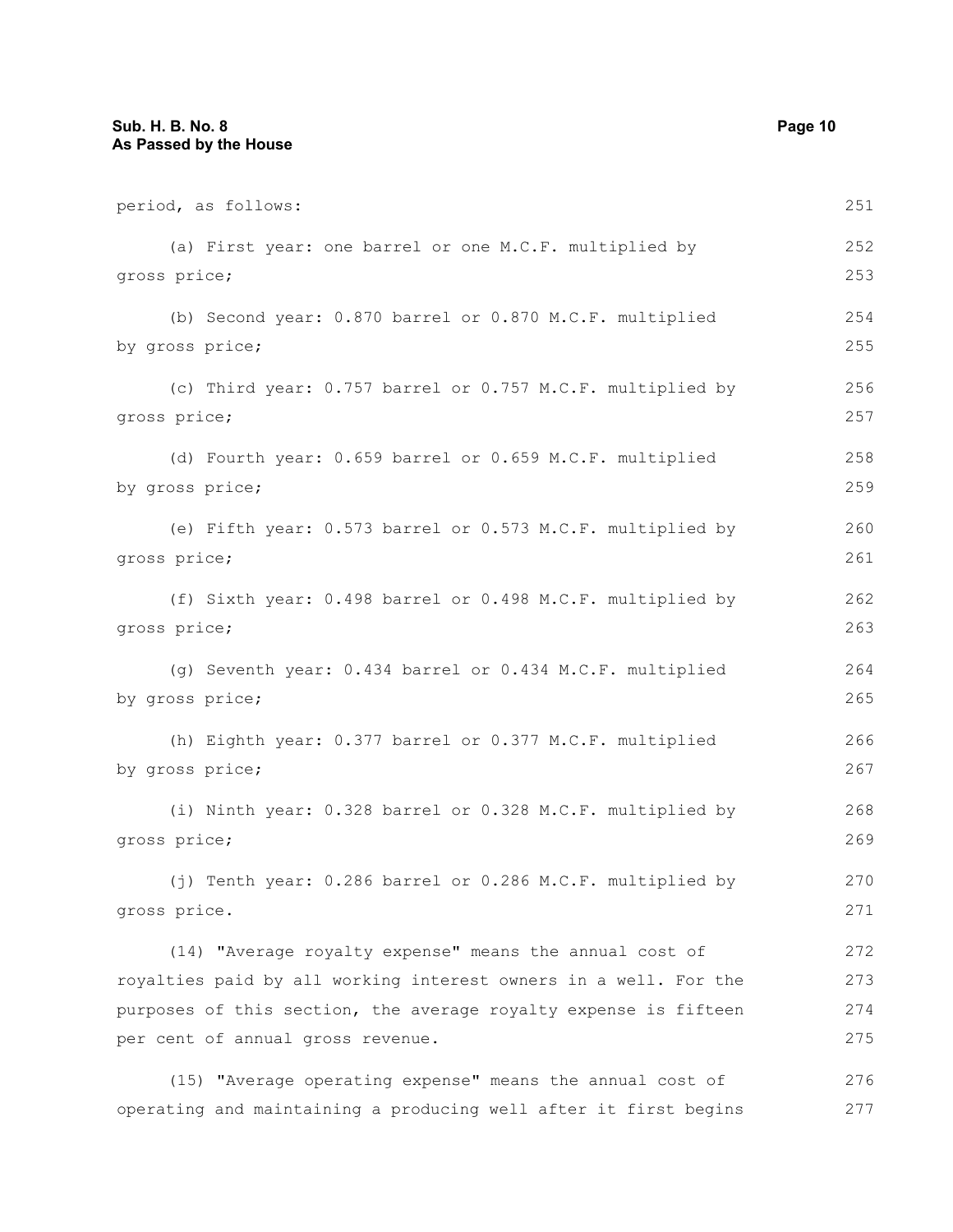period, as follows:

(a) First year: one barrel or one M.C.F. multiplied by gross price;

(b) Second year: 0.870 barrel or 0.870 M.C.F. multiplied by gross price;

(c) Third year: 0.757 barrel or 0.757 M.C.F. multiplied by gross price;

(d) Fourth year: 0.659 barrel or 0.659 M.C.F. multiplied by gross price;

(e) Fifth year: 0.573 barrel or 0.573 M.C.F. multiplied by gross price;

(f) Sixth year: 0.498 barrel or 0.498 M.C.F. multiplied by gross price;

(g) Seventh year: 0.434 barrel or 0.434 M.C.F. multiplied by gross price;

(h) Eighth year: 0.377 barrel or 0.377 M.C.F. multiplied by gross price;

(i) Ninth year: 0.328 barrel or 0.328 M.C.F. multiplied by gross price;

(j) Tenth year: 0.286 barrel or 0.286 M.C.F. multiplied by gross price.

(14) "Average royalty expense" means the annual cost of royalties paid by all working interest owners in a well. For the purposes of this section, the average royalty expense is fifteen per cent of annual gross revenue.

(15) "Average operating expense" means the annual cost of operating and maintaining a producing well after it first begins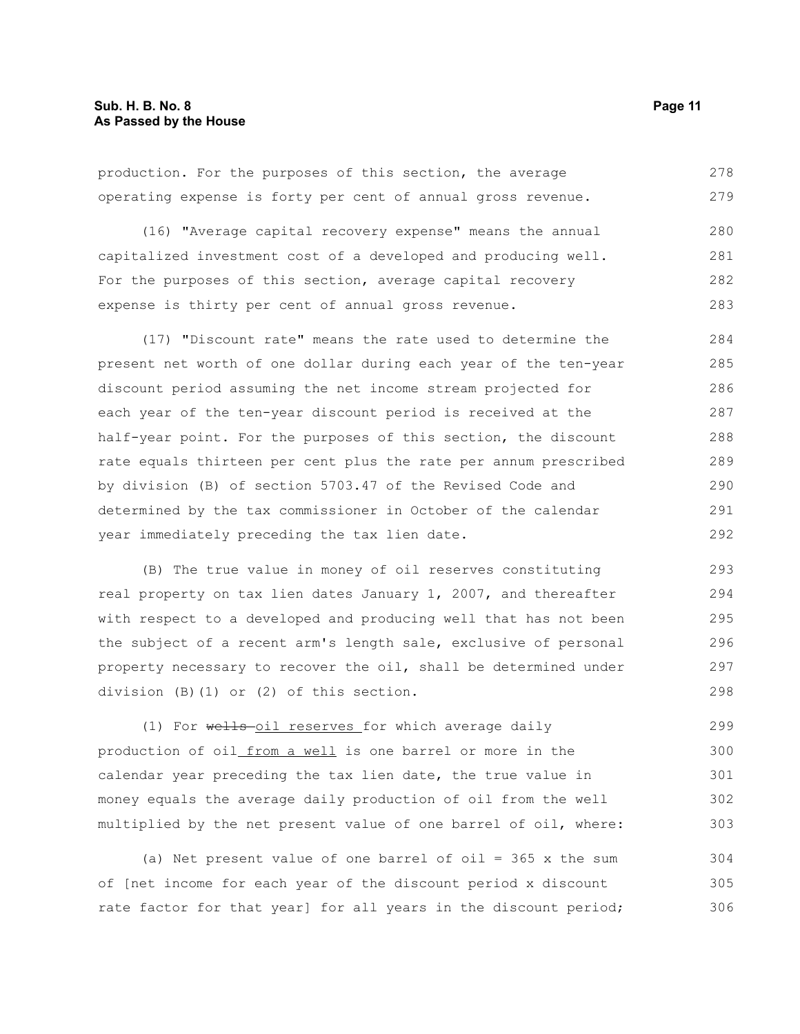production. For the purposes of this section, the average operating expense is forty per cent of annual gross revenue.

(16) "Average capital recovery expense" means the annual capitalized investment cost of a developed and producing well. For the purposes of this section, average capital recovery expense is thirty per cent of annual gross revenue.

(17) "Discount rate" means the rate used to determine the present net worth of one dollar during each year of the ten-year discount period assuming the net income stream projected for each year of the ten-year discount period is received at the half-year point. For the purposes of this section, the discount rate equals thirteen per cent plus the rate per annum prescribed by division (B) of section 5703.47 of the Revised Code and determined by the tax commissioner in October of the calendar year immediately preceding the tax lien date.

(B) The true value in money of oil reserves constituting real property on tax lien dates January 1, 2007, and thereafter with respect to a developed and producing well that has not been the subject of a recent arm's length sale, exclusive of personal property necessary to recover the oil, shall be determined under division (B)(1) or (2) of this section.

(1) For ~~wells~~ <u>oil reserves</u> for which average daily production of oil <u>from a well</u> is one barrel or more in the calendar year preceding the tax lien date, the true value in money equals the average daily production of oil from the well multiplied by the net present value of one barrel of oil, where:

(a) Net present value of one barrel of oil = 365 x the sum of [net income for each year of the discount period x discount rate factor for that year] for all years in the discount period;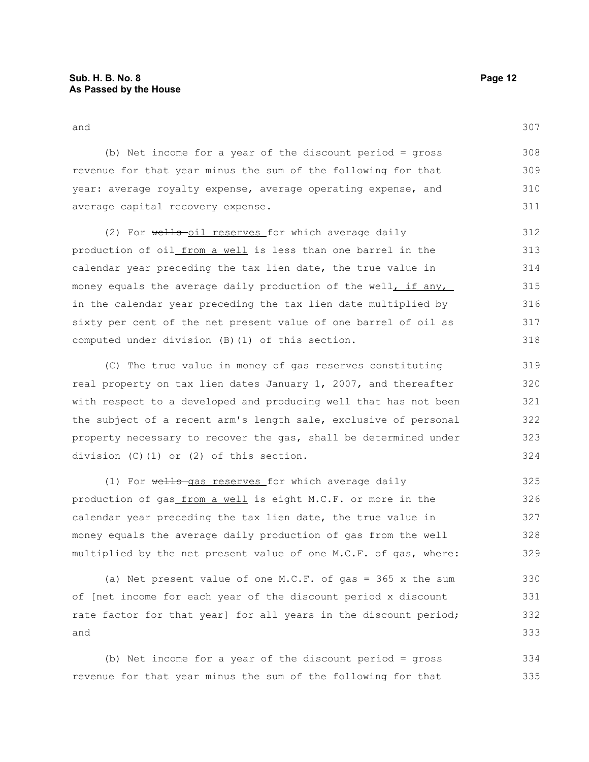and

(b) Net income for a year of the discount period = gross revenue for that year minus the sum of the following for that year: average royalty expense, average operating expense, and average capital recovery expense.

(2) For ~~wells~~ oil reserves for which average daily production of oil from a well is less than one barrel in the calendar year preceding the tax lien date, the true value in money equals the average daily production of the well, if any, in the calendar year preceding the tax lien date multiplied by sixty per cent of the net present value of one barrel of oil as computed under division (B)(1) of this section.

(C) The true value in money of gas reserves constituting real property on tax lien dates January 1, 2007, and thereafter with respect to a developed and producing well that has not been the subject of a recent arm's length sale, exclusive of personal property necessary to recover the gas, shall be determined under division (C)(1) or (2) of this section.

(1) For ~~wells~~ gas reserves for which average daily production of gas from a well is eight M.C.F. or more in the calendar year preceding the tax lien date, the true value in money equals the average daily production of gas from the well multiplied by the net present value of one M.C.F. of gas, where:

(a) Net present value of one M.C.F. of gas = 365 x the sum of [net income for each year of the discount period x discount rate factor for that year] for all years in the discount period; and

(b) Net income for a year of the discount period = gross revenue for that year minus the sum of the following for that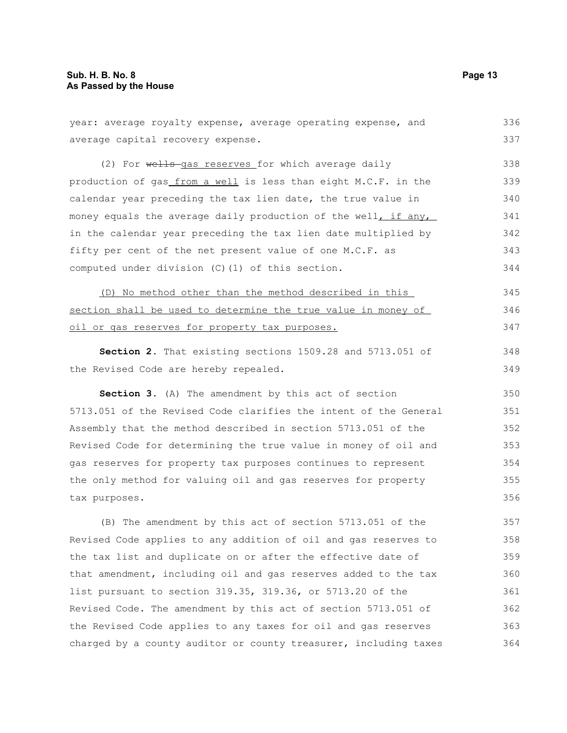year: average royalty expense, average operating expense, and average capital recovery expense.

(2) For ~~wells~~ gas reserves for which average daily production of gas from a well is less than eight M.C.F. in the calendar year preceding the tax lien date, the true value in money equals the average daily production of the well, if any, in the calendar year preceding the tax lien date multiplied by fifty per cent of the net present value of one M.C.F. as computed under division (C)(1) of this section.

(D) No method other than the method described in this section shall be used to determine the true value in money of oil or gas reserves for property tax purposes.

**Section 2.** That existing sections 1509.28 and 5713.051 of the Revised Code are hereby repealed.

**Section 3.** (A) The amendment by this act of section 5713.051 of the Revised Code clarifies the intent of the General Assembly that the method described in section 5713.051 of the Revised Code for determining the true value in money of oil and gas reserves for property tax purposes continues to represent the only method for valuing oil and gas reserves for property tax purposes.

(B) The amendment by this act of section 5713.051 of the Revised Code applies to any addition of oil and gas reserves to the tax list and duplicate on or after the effective date of that amendment, including oil and gas reserves added to the tax list pursuant to section 319.35, 319.36, or 5713.20 of the Revised Code. The amendment by this act of section 5713.051 of the Revised Code applies to any taxes for oil and gas reserves charged by a county auditor or county treasurer, including taxes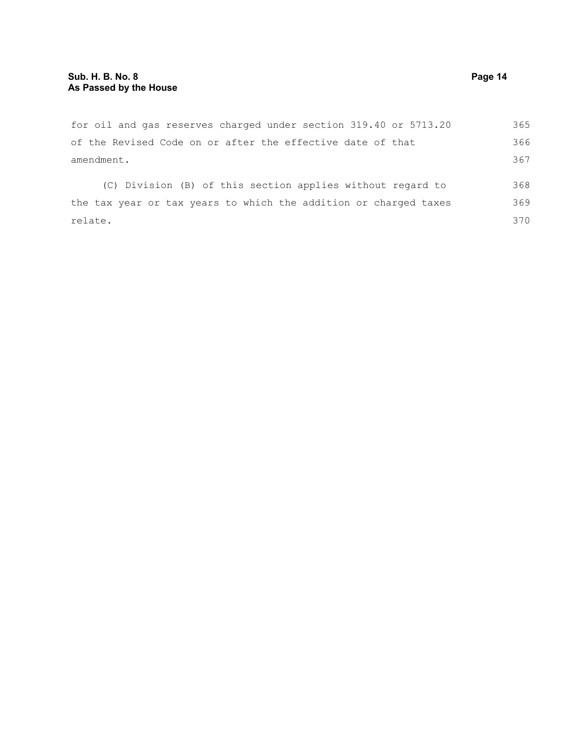for oil and gas reserves charged under section 319.40 or 5713.20 of the Revised Code on or after the effective date of that amendment.

(C) Division (B) of this section applies without regard to the tax year or tax years to which the addition or charged taxes relate.